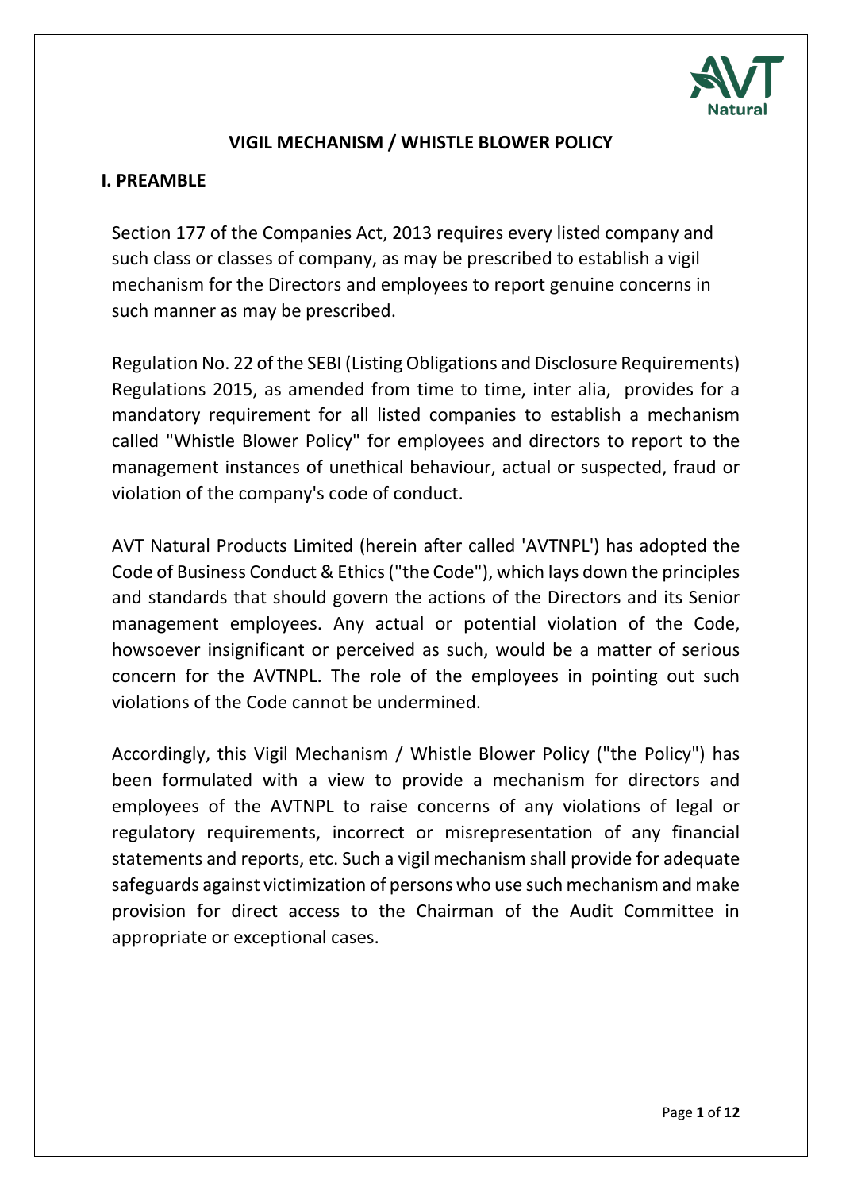# VIGIL MECHANISM / WHISTLE BLOWER POLICY

## I. PREAMBLE

Section 177 of the Companies Act, 2013 requires every listed company and such class or classes of company, as may be prescribed to establish a vigil mechanism for the Directors and employees to report genuine concerns in such manner as may be prescribed.

Regulation No. 22 of the SEBI (Listing Obligations and Disclosure Requirements) Regulations 2015, as amended from time to time, inter alia, provides for a mandatory requirement for all listed companies to establish a mechanism called "Whistle Blower Policy" for employees and directors to report to the management instances of unethical behaviour, actual or suspected, fraud or violation of the company's code of conduct.

AVT Natural Products Limited (herein after called 'AVTNPL') has adopted the Code of Business Conduct & Ethics ("the Code"), which lays down the principles and standards that should govern the actions of the Directors and its Senior management employees. Any actual or potential violation of the Code, howsoever insignificant or perceived as such, would be a matter of serious concern for the AVTNPL. The role of the employees in pointing out such violations of the Code cannot be undermined.

Accordingly, this Vigil Mechanism / Whistle Blower Policy ("the Policy") has been formulated with a view to provide a mechanism for directors and employees of the AVTNPL to raise concerns of any violations of legal or regulatory requirements, incorrect or misrepresentation of any financial statements and reports, etc. Such a vigil mechanism shall provide for adequate safeguards against victimization of persons who use such mechanism and make provision for direct access to the Chairman of the Audit Committee in appropriate or exceptional cases.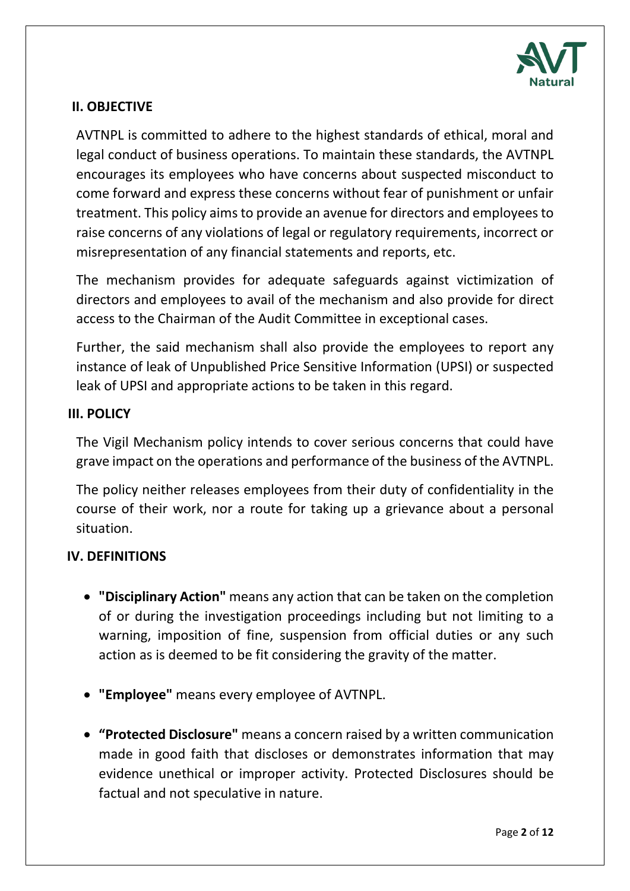## II. OBJECTIVE

AVTNPL is committed to adhere to the highest standards of ethical, moral and legal conduct of business operations. To maintain these standards, the AVTNPL encourages its employees who have concerns about suspected misconduct to come forward and express these concerns without fear of punishment or unfair treatment. This policy aims to provide an avenue for directors and employees to raise concerns of any violations of legal or regulatory requirements, incorrect or misrepresentation of any financial statements and reports, etc.

The mechanism provides for adequate safeguards against victimization of directors and employees to avail of the mechanism and also provide for direct access to the Chairman of the Audit Committee in exceptional cases.

Further, the said mechanism shall also provide the employees to report any instance of leak of Unpublished Price Sensitive Information (UPSI) or suspected leak of UPSI and appropriate actions to be taken in this regard.

## III. POLICY

The Vigil Mechanism policy intends to cover serious concerns that could have grave impact on the operations and performance of the business of the AVTNPL.

The policy neither releases employees from their duty of confidentiality in the course of their work, nor a route for taking up a grievance about a personal situation.

## IV. DEFINITIONS

- **"Disciplinary Action"** means any action that can be taken on the completion of or during the investigation proceedings including but not limiting to a warning, imposition of fine, suspension from official duties or any such action as is deemed to be fit considering the gravity of the matter.
- **"Employee"** means every employee of AVTNPL.
- **"Protected Disclosure"** means a concern raised by a written communication made in good faith that discloses or demonstrates information that may evidence unethical or improper activity. Protected Disclosures should be factual and not speculative in nature.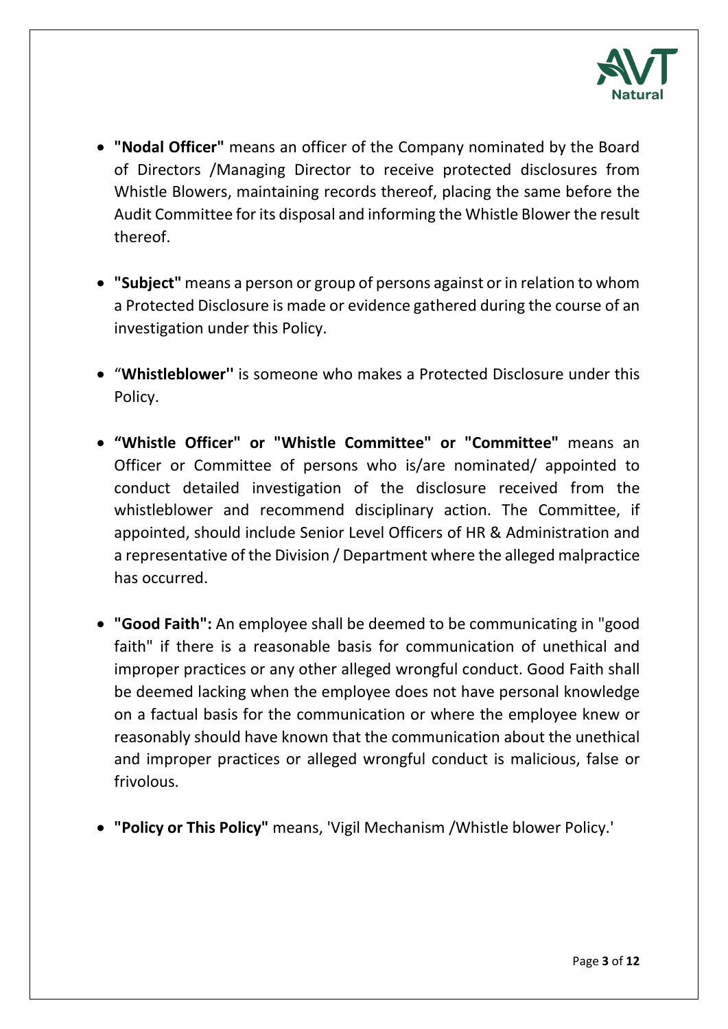- **"Nodal Officer"** means an officer of the Company nominated by the Board of Directors /Managing Director to receive protected disclosures from Whistle Blowers, maintaining records thereof, placing the same before the Audit Committee for its disposal and informing the Whistle Blower the result thereof.

- **"Subject"** means a person or group of persons against or in relation to whom a Protected Disclosure is made or evidence gathered during the course of an investigation under this Policy.

- "**Whistleblower''** is someone who makes a Protected Disclosure under this Policy.

- **"Whistle Officer" or "Whistle Committee" or "Committee"** means an Officer or Committee of persons who is/are nominated/ appointed to conduct detailed investigation of the disclosure received from the whistleblower and recommend disciplinary action. The Committee, if appointed, should include Senior Level Officers of HR & Administration and a representative of the Division / Department where the alleged malpractice has occurred.

- **"Good Faith":** An employee shall be deemed to be communicating in "good faith" if there is a reasonable basis for communication of unethical and improper practices or any other alleged wrongful conduct. Good Faith shall be deemed lacking when the employee does not have personal knowledge on a factual basis for the communication or where the employee knew or reasonably should have known that the communication about the unethical and improper practices or alleged wrongful conduct is malicious, false or frivolous.

- **"Policy or This Policy"** means, 'Vigil Mechanism /Whistle blower Policy.'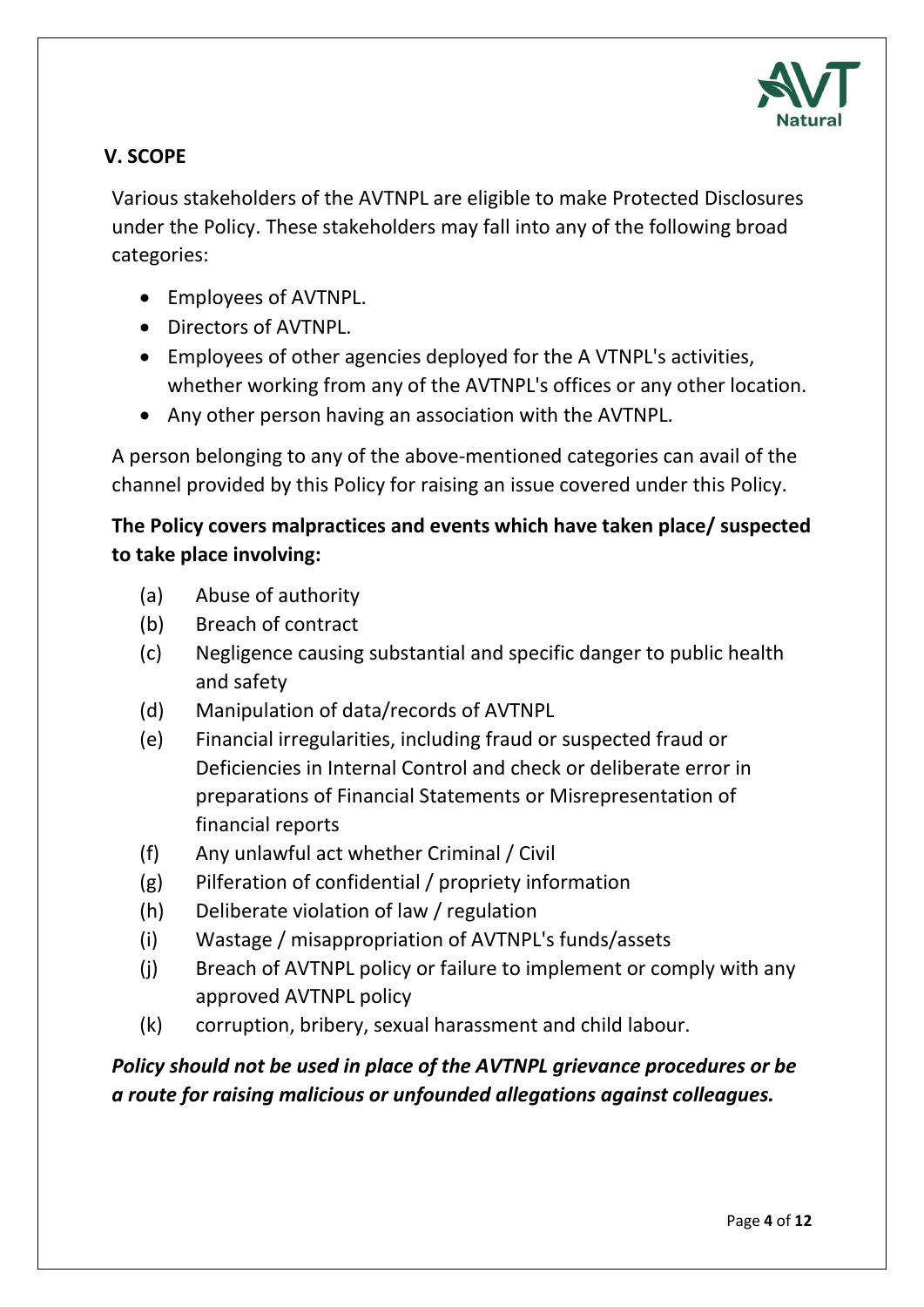## V. SCOPE

Various stakeholders of the AVTNPL are eligible to make Protected Disclosures under the Policy. These stakeholders may fall into any of the following broad categories:

- Employees of AVTNPL.
- Directors of AVTNPL.
- Employees of other agencies deployed for the A VTNPL's activities, whether working from any of the AVTNPL's offices or any other location.
- Any other person having an association with the AVTNPL.

A person belonging to any of the above-mentioned categories can avail of the channel provided by this Policy for raising an issue covered under this Policy.

**The Policy covers malpractices and events which have taken place/ suspected to take place involving:**

(a) Abuse of authority

(b) Breach of contract

(c) Negligence causing substantial and specific danger to public health and safety

(d) Manipulation of data/records of AVTNPL

(e) Financial irregularities, including fraud or suspected fraud or Deficiencies in Internal Control and check or deliberate error in preparations of Financial Statements or Misrepresentation of financial reports

(f) Any unlawful act whether Criminal / Civil

(g) Pilferation of confidential / propriety information

(h) Deliberate violation of law / regulation

(i) Wastage / misappropriation of AVTNPL's funds/assets

(j) Breach of AVTNPL policy or failure to implement or comply with any approved AVTNPL policy

(k) corruption, bribery, sexual harassment and child labour.

***Policy should not be used in place of the AVTNPL grievance procedures or be a route for raising malicious or unfounded allegations against colleagues.***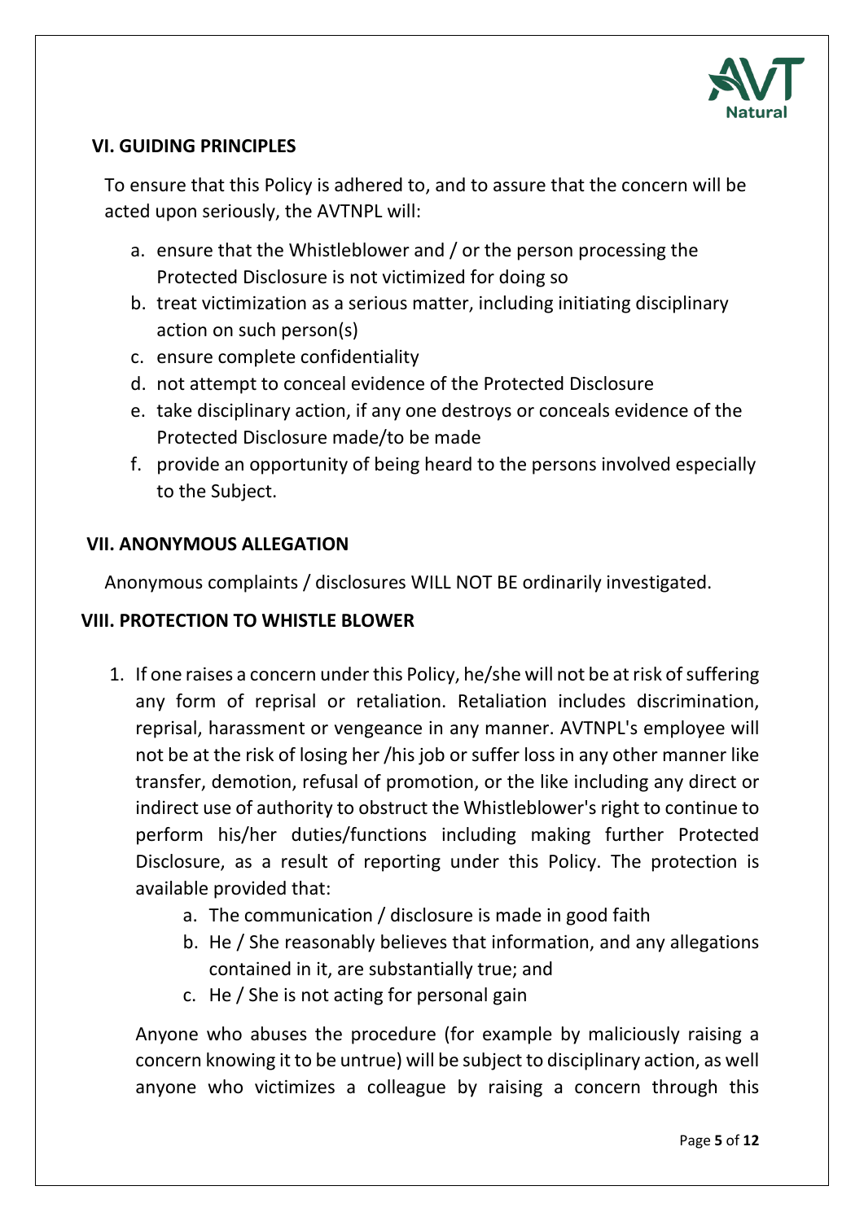## VI. GUIDING PRINCIPLES

To ensure that this Policy is adhered to, and to assure that the concern will be acted upon seriously, the AVTNPL will:

a. ensure that the Whistleblower and / or the person processing the Protected Disclosure is not victimized for doing so
b. treat victimization as a serious matter, including initiating disciplinary action on such person(s)
c. ensure complete confidentiality
d. not attempt to conceal evidence of the Protected Disclosure
e. take disciplinary action, if any one destroys or conceals evidence of the Protected Disclosure made/to be made
f. provide an opportunity of being heard to the persons involved especially to the Subject.

## VII. ANONYMOUS ALLEGATION

Anonymous complaints / disclosures WILL NOT BE ordinarily investigated.

## VIII. PROTECTION TO WHISTLE BLOWER

1. If one raises a concern under this Policy, he/she will not be at risk of suffering any form of reprisal or retaliation. Retaliation includes discrimination, reprisal, harassment or vengeance in any manner. AVTNPL's employee will not be at the risk of losing her /his job or suffer loss in any other manner like transfer, demotion, refusal of promotion, or the like including any direct or indirect use of authority to obstruct the Whistleblower's right to continue to perform his/her duties/functions including making further Protected Disclosure, as a result of reporting under this Policy. The protection is available provided that:
   a. The communication / disclosure is made in good faith
   b. He / She reasonably believes that information, and any allegations contained in it, are substantially true; and
   c. He / She is not acting for personal gain

   Anyone who abuses the procedure (for example by maliciously raising a concern knowing it to be untrue) will be subject to disciplinary action, as well anyone who victimizes a colleague by raising a concern through this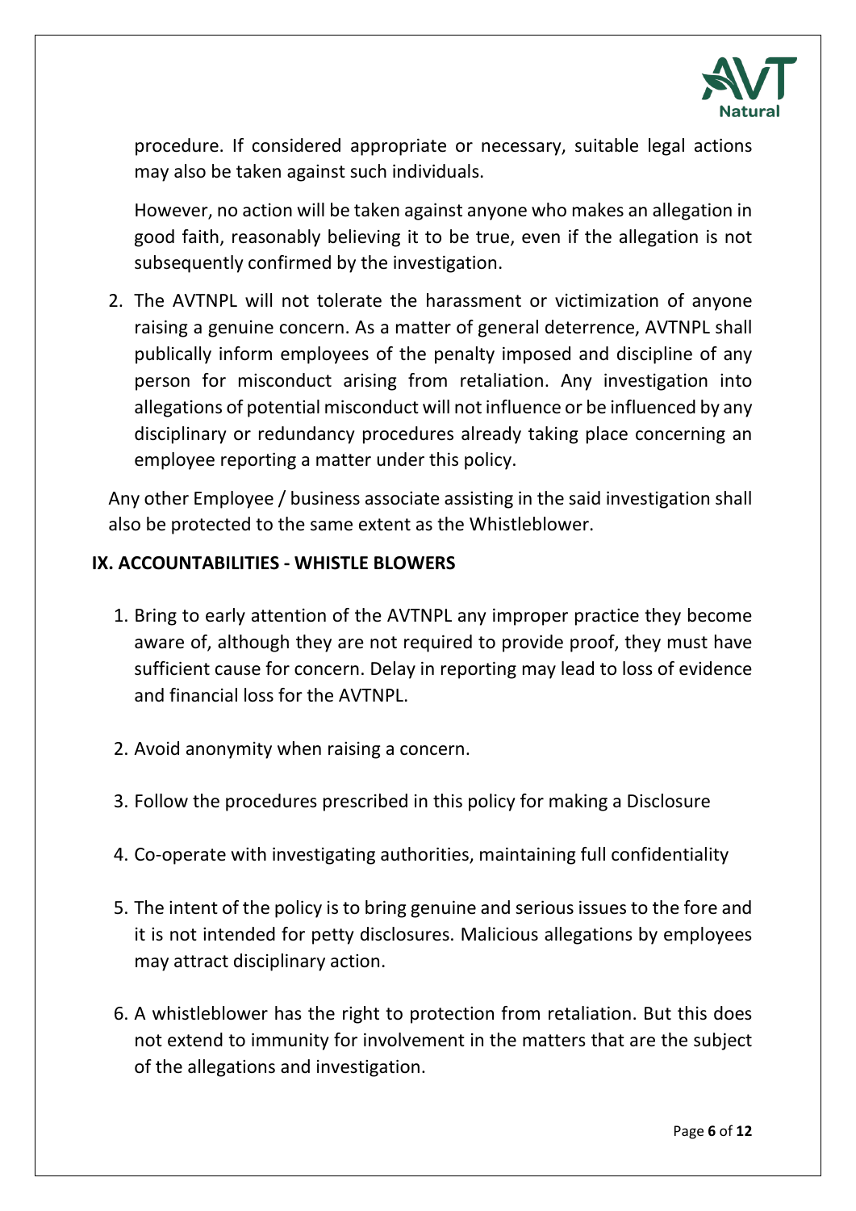procedure. If considered appropriate or necessary, suitable legal actions may also be taken against such individuals.

However, no action will be taken against anyone who makes an allegation in good faith, reasonably believing it to be true, even if the allegation is not subsequently confirmed by the investigation.

2. The AVTNPL will not tolerate the harassment or victimization of anyone raising a genuine concern. As a matter of general deterrence, AVTNPL shall publically inform employees of the penalty imposed and discipline of any person for misconduct arising from retaliation. Any investigation into allegations of potential misconduct will not influence or be influenced by any disciplinary or redundancy procedures already taking place concerning an employee reporting a matter under this policy.

Any other Employee / business associate assisting in the said investigation shall also be protected to the same extent as the Whistleblower.

## IX. ACCOUNTABILITIES - WHISTLE BLOWERS

1. Bring to early attention of the AVTNPL any improper practice they become aware of, although they are not required to provide proof, they must have sufficient cause for concern. Delay in reporting may lead to loss of evidence and financial loss for the AVTNPL.

2. Avoid anonymity when raising a concern.

3. Follow the procedures prescribed in this policy for making a Disclosure

4. Co-operate with investigating authorities, maintaining full confidentiality

5. The intent of the policy is to bring genuine and serious issues to the fore and it is not intended for petty disclosures. Malicious allegations by employees may attract disciplinary action.

6. A whistleblower has the right to protection from retaliation. But this does not extend to immunity for involvement in the matters that are the subject of the allegations and investigation.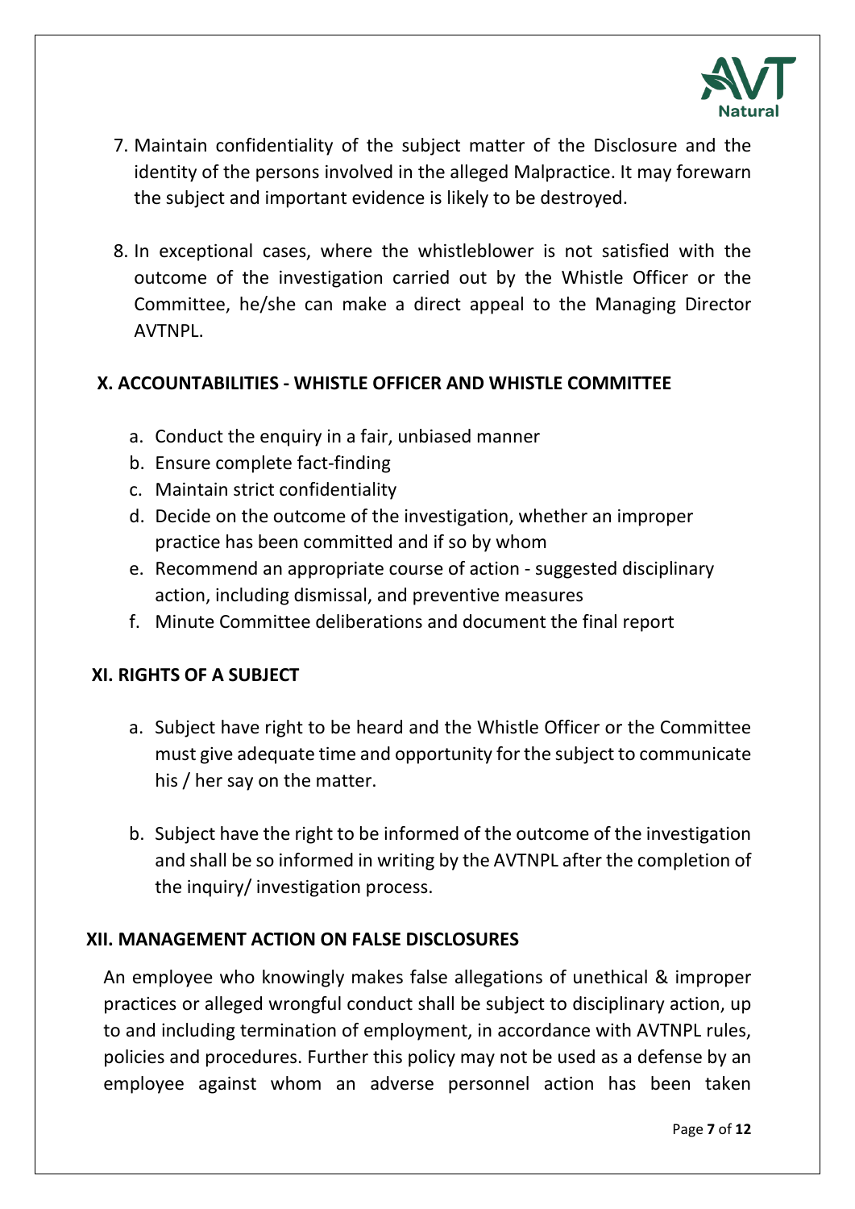7. Maintain confidentiality of the subject matter of the Disclosure and the identity of the persons involved in the alleged Malpractice. It may forewarn the subject and important evidence is likely to be destroyed.

8. In exceptional cases, where the whistleblower is not satisfied with the outcome of the investigation carried out by the Whistle Officer or the Committee, he/she can make a direct appeal to the Managing Director AVTNPL.

## X. ACCOUNTABILITIES - WHISTLE OFFICER AND WHISTLE COMMITTEE

a. Conduct the enquiry in a fair, unbiased manner
b. Ensure complete fact-finding
c. Maintain strict confidentiality
d. Decide on the outcome of the investigation, whether an improper practice has been committed and if so by whom
e. Recommend an appropriate course of action - suggested disciplinary action, including dismissal, and preventive measures
f. Minute Committee deliberations and document the final report

## XI. RIGHTS OF A SUBJECT

a. Subject have right to be heard and the Whistle Officer or the Committee must give adequate time and opportunity for the subject to communicate his / her say on the matter.

b. Subject have the right to be informed of the outcome of the investigation and shall be so informed in writing by the AVTNPL after the completion of the inquiry/ investigation process.

## XII. MANAGEMENT ACTION ON FALSE DISCLOSURES

An employee who knowingly makes false allegations of unethical & improper practices or alleged wrongful conduct shall be subject to disciplinary action, up to and including termination of employment, in accordance with AVTNPL rules, policies and procedures. Further this policy may not be used as a defense by an employee against whom an adverse personnel action has been taken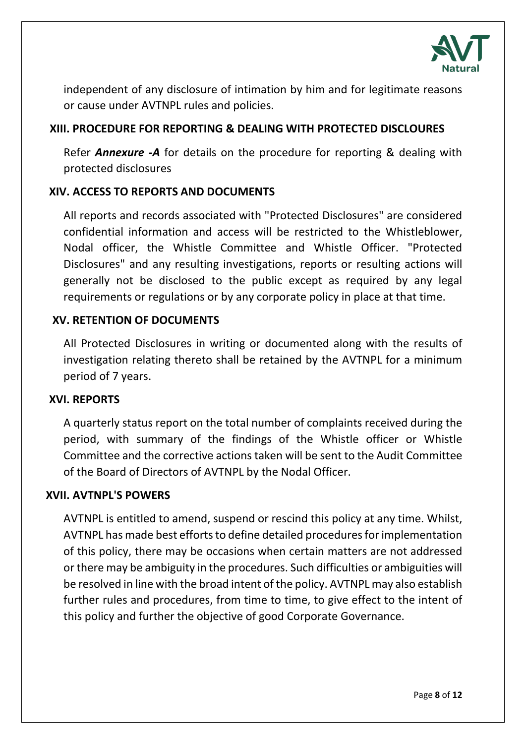independent of any disclosure of intimation by him and for legitimate reasons or cause under AVTNPL rules and policies.

## XIII. PROCEDURE FOR REPORTING & DEALING WITH PROTECTED DISCLOURES

Refer ***Annexure -A*** for details on the procedure for reporting & dealing with protected disclosures

## XIV. ACCESS TO REPORTS AND DOCUMENTS

All reports and records associated with "Protected Disclosures" are considered confidential information and access will be restricted to the Whistleblower, Nodal officer, the Whistle Committee and Whistle Officer. "Protected Disclosures" and any resulting investigations, reports or resulting actions will generally not be disclosed to the public except as required by any legal requirements or regulations or by any corporate policy in place at that time.

## XV. RETENTION OF DOCUMENTS

All Protected Disclosures in writing or documented along with the results of investigation relating thereto shall be retained by the AVTNPL for a minimum period of 7 years.

## XVI. REPORTS

A quarterly status report on the total number of complaints received during the period, with summary of the findings of the Whistle officer or Whistle Committee and the corrective actions taken will be sent to the Audit Committee of the Board of Directors of AVTNPL by the Nodal Officer.

## XVII. AVTNPL'S POWERS

AVTNPL is entitled to amend, suspend or rescind this policy at any time. Whilst, AVTNPL has made best efforts to define detailed procedures for implementation of this policy, there may be occasions when certain matters are not addressed or there may be ambiguity in the procedures. Such difficulties or ambiguities will be resolved in line with the broad intent of the policy. AVTNPL may also establish further rules and procedures, from time to time, to give effect to the intent of this policy and further the objective of good Corporate Governance.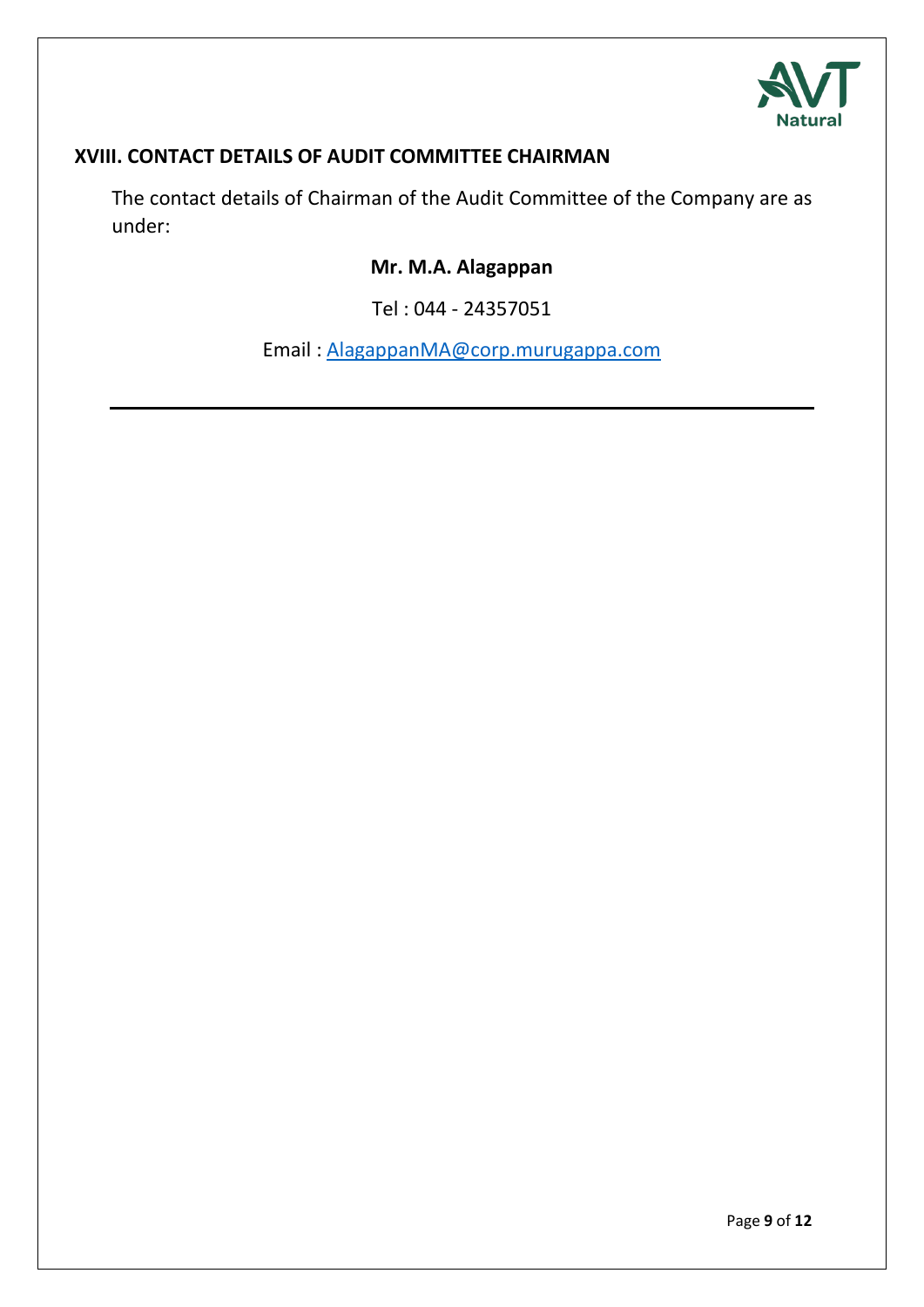## XVIII. CONTACT DETAILS OF AUDIT COMMITTEE CHAIRMAN

The contact details of Chairman of the Audit Committee of the Company are as under:

**Mr. M.A. Alagappan**

Tel : 044 - 24357051

Email : AlagappanMA@corp.murugappa.com

---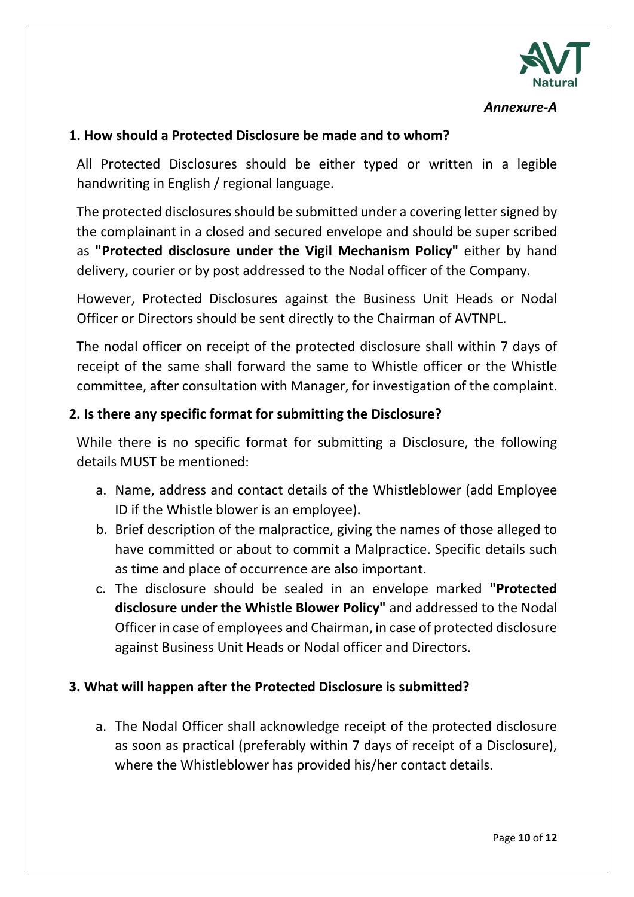***Annexure-A***

**1. How should a Protected Disclosure be made and to whom?**

All Protected Disclosures should be either typed or written in a legible handwriting in English / regional language.

The protected disclosures should be submitted under a covering letter signed by the complainant in a closed and secured envelope and should be super scribed as **"Protected disclosure under the Vigil Mechanism Policy"** either by hand delivery, courier or by post addressed to the Nodal officer of the Company.

However, Protected Disclosures against the Business Unit Heads or Nodal Officer or Directors should be sent directly to the Chairman of AVTNPL.

The nodal officer on receipt of the protected disclosure shall within 7 days of receipt of the same shall forward the same to Whistle officer or the Whistle committee, after consultation with Manager, for investigation of the complaint.

**2. Is there any specific format for submitting the Disclosure?**

While there is no specific format for submitting a Disclosure, the following details MUST be mentioned:

a. Name, address and contact details of the Whistleblower (add Employee ID if the Whistle blower is an employee).
b. Brief description of the malpractice, giving the names of those alleged to have committed or about to commit a Malpractice. Specific details such as time and place of occurrence are also important.
c. The disclosure should be sealed in an envelope marked **"Protected disclosure under the Whistle Blower Policy"** and addressed to the Nodal Officer in case of employees and Chairman, in case of protected disclosure against Business Unit Heads or Nodal officer and Directors.

**3. What will happen after the Protected Disclosure is submitted?**

a. The Nodal Officer shall acknowledge receipt of the protected disclosure as soon as practical (preferably within 7 days of receipt of a Disclosure), where the Whistleblower has provided his/her contact details.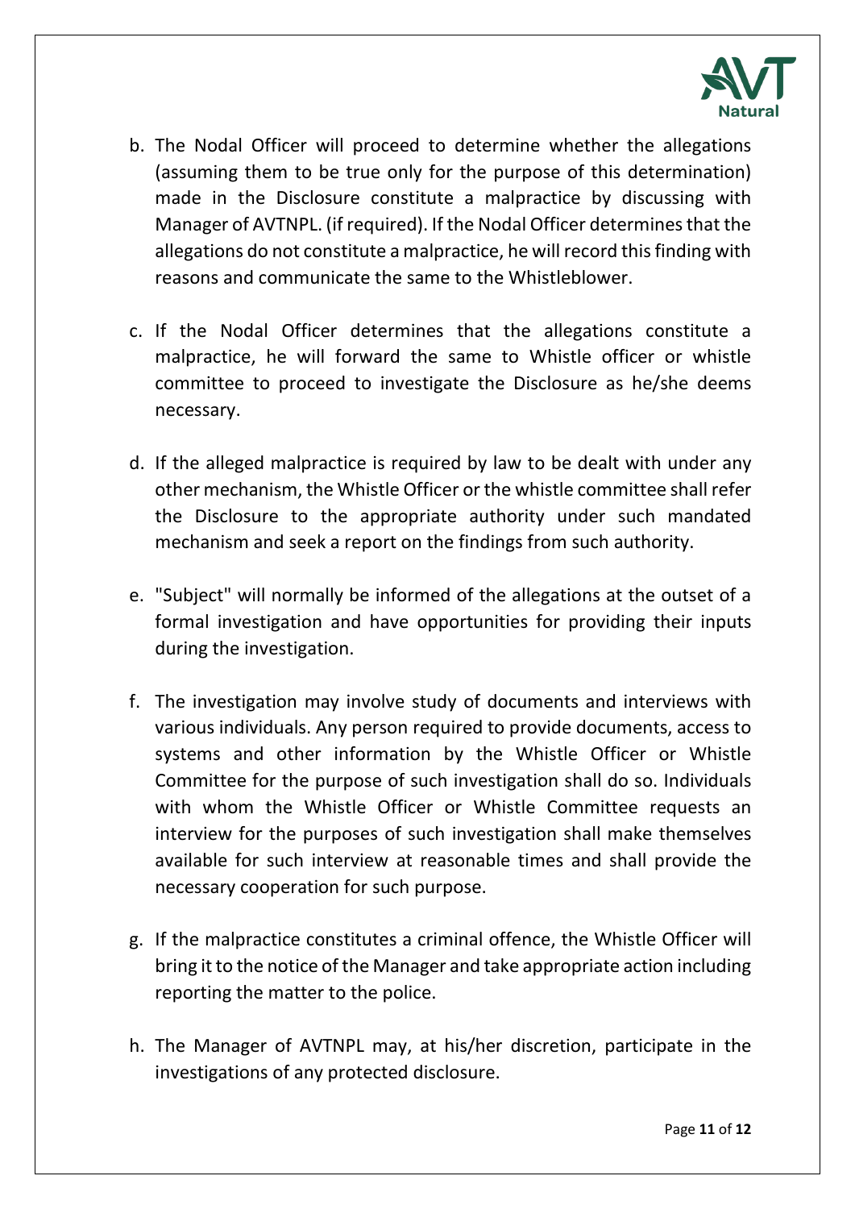b. The Nodal Officer will proceed to determine whether the allegations (assuming them to be true only for the purpose of this determination) made in the Disclosure constitute a malpractice by discussing with Manager of AVTNPL. (if required). If the Nodal Officer determines that the allegations do not constitute a malpractice, he will record this finding with reasons and communicate the same to the Whistleblower.

c. If the Nodal Officer determines that the allegations constitute a malpractice, he will forward the same to Whistle officer or whistle committee to proceed to investigate the Disclosure as he/she deems necessary.

d. If the alleged malpractice is required by law to be dealt with under any other mechanism, the Whistle Officer or the whistle committee shall refer the Disclosure to the appropriate authority under such mandated mechanism and seek a report on the findings from such authority.

e. "Subject" will normally be informed of the allegations at the outset of a formal investigation and have opportunities for providing their inputs during the investigation.

f. The investigation may involve study of documents and interviews with various individuals. Any person required to provide documents, access to systems and other information by the Whistle Officer or Whistle Committee for the purpose of such investigation shall do so. Individuals with whom the Whistle Officer or Whistle Committee requests an interview for the purposes of such investigation shall make themselves available for such interview at reasonable times and shall provide the necessary cooperation for such purpose.

g. If the malpractice constitutes a criminal offence, the Whistle Officer will bring it to the notice of the Manager and take appropriate action including reporting the matter to the police.

h. The Manager of AVTNPL may, at his/her discretion, participate in the investigations of any protected disclosure.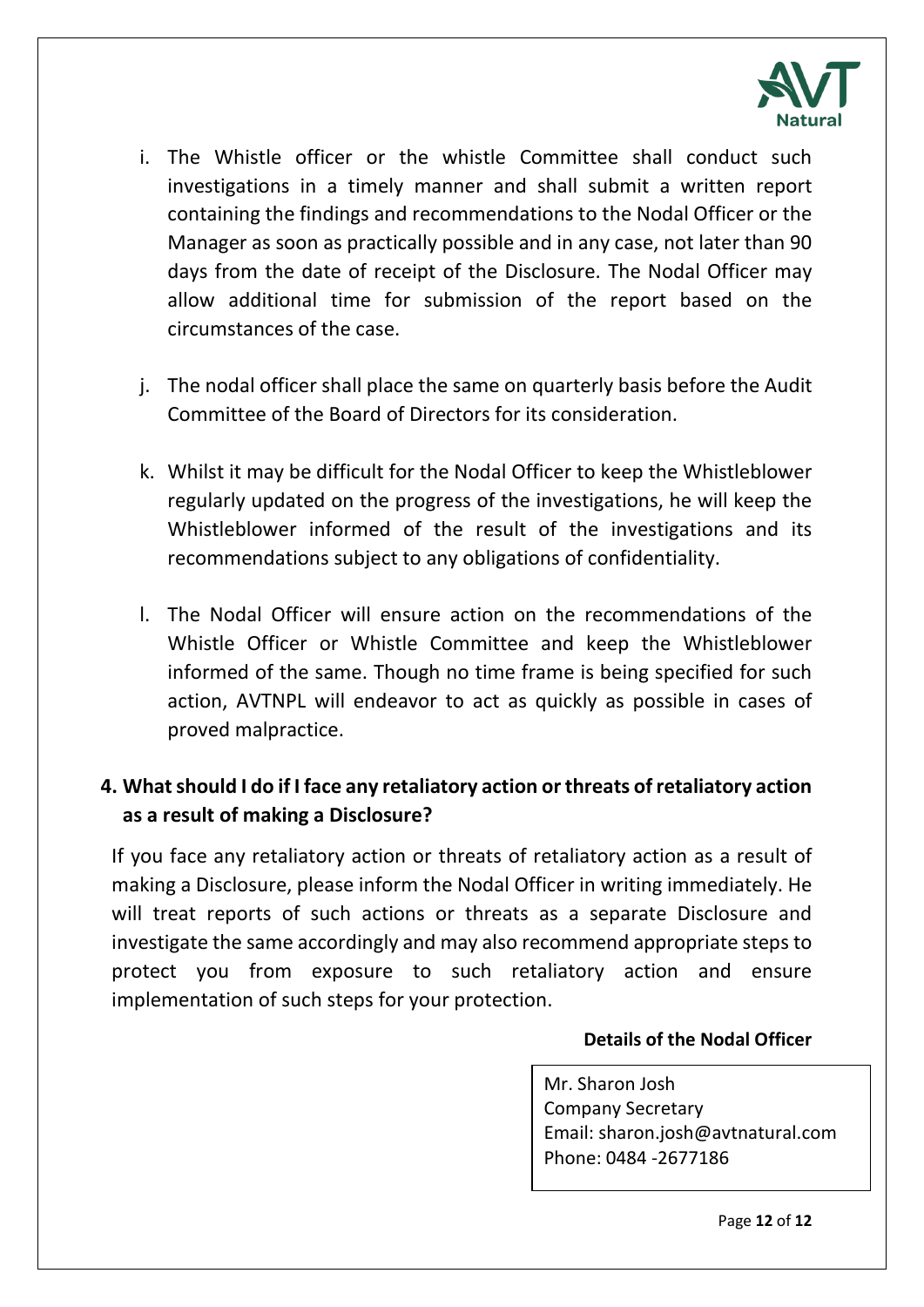i. The Whistle officer or the whistle Committee shall conduct such investigations in a timely manner and shall submit a written report containing the findings and recommendations to the Nodal Officer or the Manager as soon as practically possible and in any case, not later than 90 days from the date of receipt of the Disclosure. The Nodal Officer may allow additional time for submission of the report based on the circumstances of the case.

j. The nodal officer shall place the same on quarterly basis before the Audit Committee of the Board of Directors for its consideration.

k. Whilst it may be difficult for the Nodal Officer to keep the Whistleblower regularly updated on the progress of the investigations, he will keep the Whistleblower informed of the result of the investigations and its recommendations subject to any obligations of confidentiality.

l. The Nodal Officer will ensure action on the recommendations of the Whistle Officer or Whistle Committee and keep the Whistleblower informed of the same. Though no time frame is being specified for such action, AVTNPL will endeavor to act as quickly as possible in cases of proved malpractice.

**4. What should I do if I face any retaliatory action or threats of retaliatory action as a result of making a Disclosure?**

If you face any retaliatory action or threats of retaliatory action as a result of making a Disclosure, please inform the Nodal Officer in writing immediately. He will treat reports of such actions or threats as a separate Disclosure and investigate the same accordingly and may also recommend appropriate steps to protect you from exposure to such retaliatory action and ensure implementation of such steps for your protection.

**Details of the Nodal Officer**

Mr. Sharon Josh
Company Secretary
Email: sharon.josh@avtnatural.com
Phone: 0484 -2677186